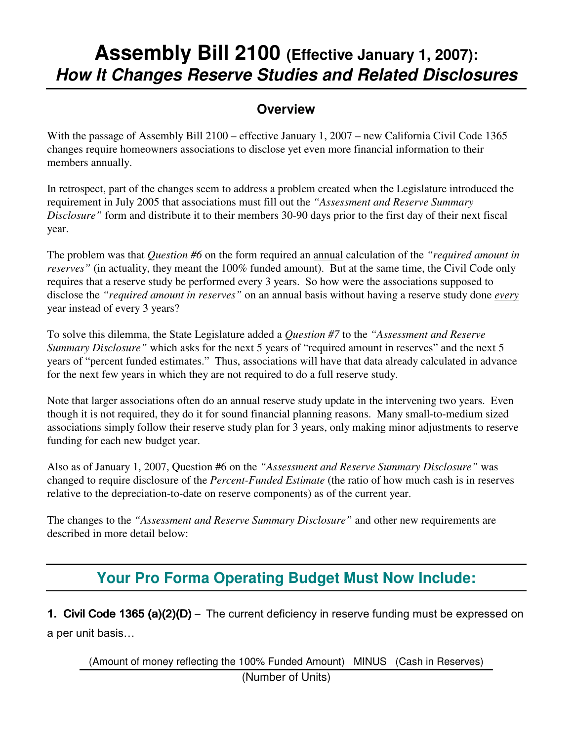# Assembly Bill 2100 (Effective January 1, 2007): *How It Changes Reserve Studies and Related Disclosures*

## Overview

With the passage of Assembly Bill 2100 – effective January 1, 2007 – new California Civil Code 1365 changes require homeowners associations to disclose yet even more financial information to their members annually.

In retrospect, part of the changes seem to address a problem created when the Legislature introduced the requirement in July 2005 that associations must fill out the *"Assessment and Reserve Summary Disclosure"* form and distribute it to their members 30-90 days prior to the first day of their next fiscal year.

The problem was that *Question #6* on the form required an <u>annual</u> calculation of the *"required amount in reserves"* (in actuality, they meant the 100% funded amount). But at the same time, the Civil Code only requires that a reserve study be performed every 3 years. So how were the associations supposed to disclose the *"required amount in reserves"* on an annual basis without having a reserve study done <u>*every*</u> year instead of every 3 years?

To solve this dilemma, the State Legislature added a *Question #7* to the *"Assessment and Reserve Summary Disclosure"* which asks for the next 5 years of "required amount in reserves" and the next 5 years of "percent funded estimates." Thus, associations will have that data already calculated in advance for the next few years in which they are not required to do a full reserve study.

Note that larger associations often do an annual reserve study update in the intervening two years. Even though it is not required, they do it for sound financial planning reasons. Many small-to-medium sized associations simply follow their reserve study plan for 3 years, only making minor adjustments to reserve funding for each new budget year.

Also as of January 1, 2007, Question #6 on the *"Assessment and Reserve Summary Disclosure"* was changed to require disclosure of the *Percent-Funded Estimate* (the ratio of how much cash is in reserves relative to the depreciation-to-date on reserve components) as of the current year.

The changes to the *"Assessment and Reserve Summary Disclosure"* and other new requirements are described in more detail below:

## Your Pro Forma Operating Budget Must Now Include:

**1. Civil Code 1365 (a)(2)(D)** – The current deficiency in reserve funding must be expressed on a per unit basis…

$$\frac{\text{(Amount of money reflecting the 100\% Funded Amount)} \quad \text{MINUS} \quad \text{(Cash in Reserves)}}{\text{(Number of Units)}}$$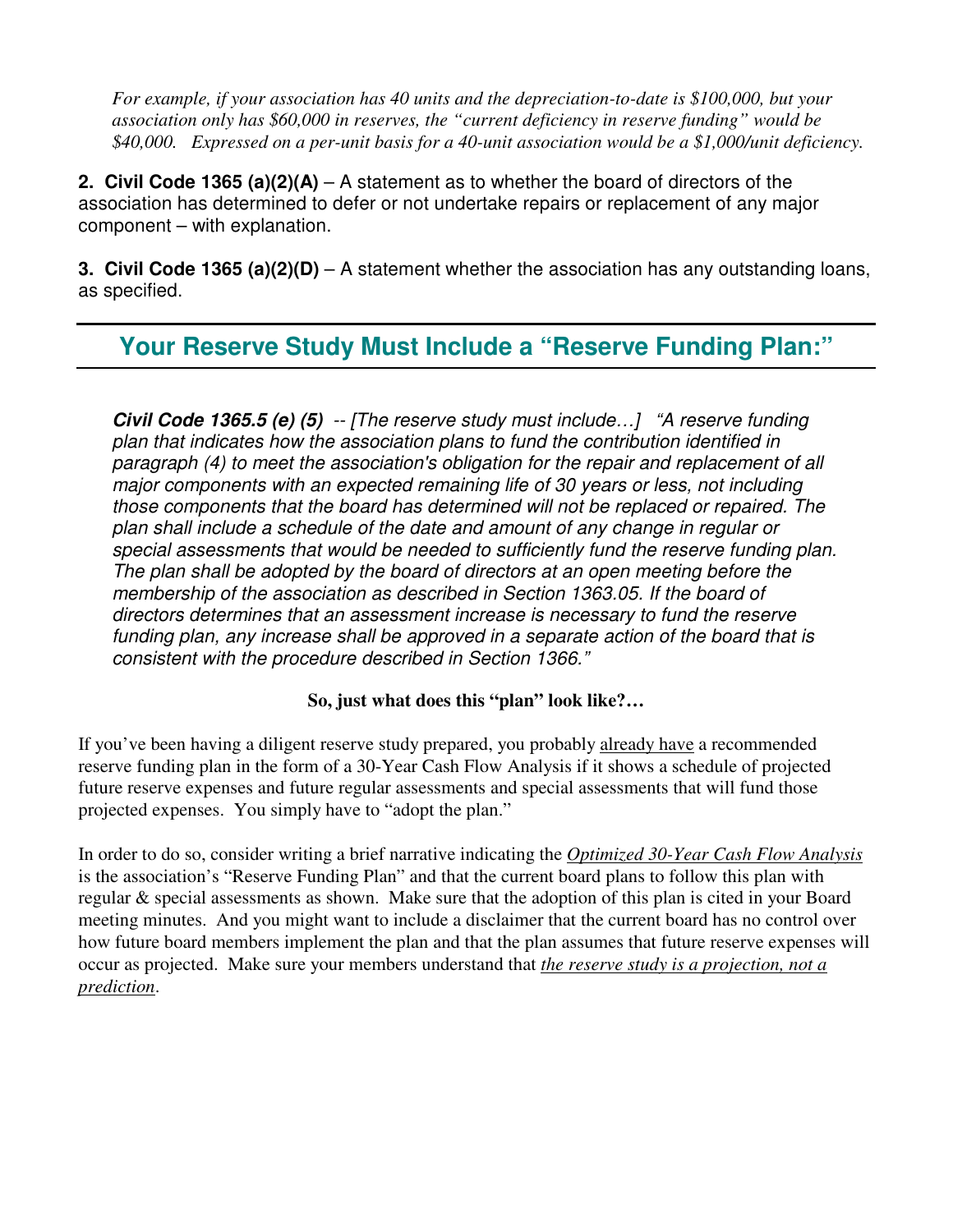*For example, if your association has 40 units and the depreciation-to-date is $100,000, but your association only has $60,000 in reserves, the "current deficiency in reserve funding" would be $40,000. Expressed on a per-unit basis for a 40-unit association would be a $1,000/unit deficiency.*

**2. Civil Code 1365 (a)(2)(A)** – A statement as to whether the board of directors of the association has determined to defer or not undertake repairs or replacement of any major component – with explanation.

**3. Civil Code 1365 (a)(2)(D)** – A statement whether the association has any outstanding loans, as specified.

## Your Reserve Study Must Include a "Reserve Funding Plan:"

> ***Civil Code 1365.5 (e) (5)*** *-- [The reserve study must include…] "A reserve funding plan that indicates how the association plans to fund the contribution identified in paragraph (4) to meet the association's obligation for the repair and replacement of all major components with an expected remaining life of 30 years or less, not including those components that the board has determined will not be replaced or repaired. The plan shall include a schedule of the date and amount of any change in regular or special assessments that would be needed to sufficiently fund the reserve funding plan. The plan shall be adopted by the board of directors at an open meeting before the membership of the association as described in Section 1363.05. If the board of directors determines that an assessment increase is necessary to fund the reserve funding plan, any increase shall be approved in a separate action of the board that is consistent with the procedure described in Section 1366."*

**So, just what does this "plan" look like?…**

If you've been having a diligent reserve study prepared, you probably already have a recommended reserve funding plan in the form of a 30-Year Cash Flow Analysis if it shows a schedule of projected future reserve expenses and future regular assessments and special assessments that will fund those projected expenses. You simply have to "adopt the plan."

In order to do so, consider writing a brief narrative indicating the *Optimized 30-Year Cash Flow Analysis* is the association's "Reserve Funding Plan" and that the current board plans to follow this plan with regular & special assessments as shown. Make sure that the adoption of this plan is cited in your Board meeting minutes. And you might want to include a disclaimer that the current board has no control over how future board members implement the plan and that the plan assumes that future reserve expenses will occur as projected. Make sure your members understand that *the reserve study is a projection, not a prediction*.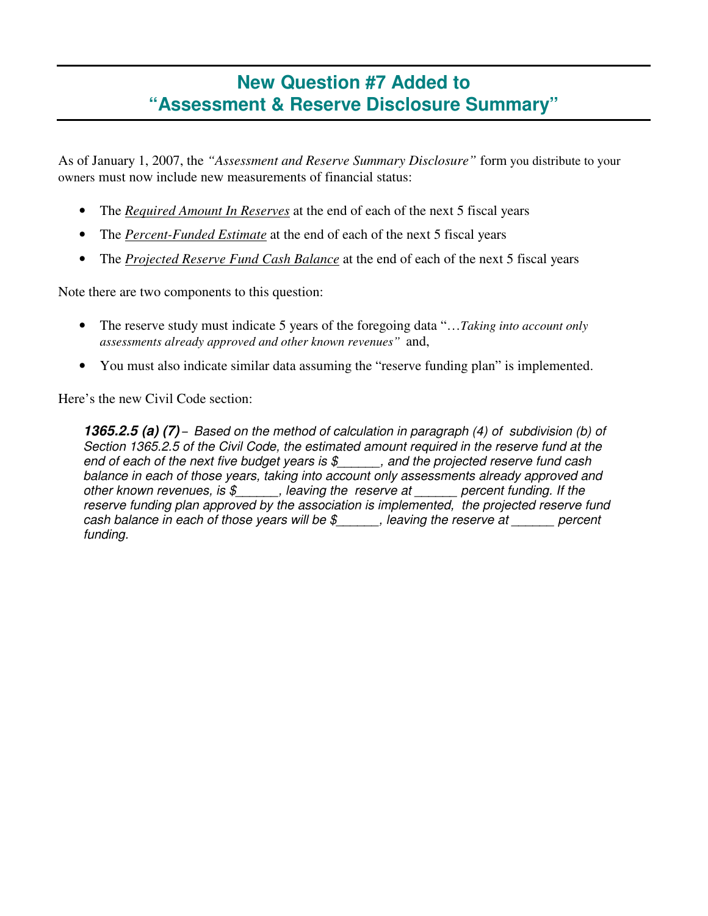# New Question #7 Added to "Assessment & Reserve Disclosure Summary"

As of January 1, 2007, the *"Assessment and Reserve Summary Disclosure"* form you distribute to your owners must now include new measurements of financial status:

- The ***Required Amount In Reserves*** at the end of each of the next 5 fiscal years
- The ***Percent-Funded Estimate*** at the end of each of the next 5 fiscal years
- The ***Projected Reserve Fund Cash Balance*** at the end of each of the next 5 fiscal years

Note there are two components to this question:

- The reserve study must indicate 5 years of the foregoing data "…*Taking into account only assessments already approved and other known revenues"* and,
- You must also indicate similar data assuming the "reserve funding plan" is implemented.

Here's the new Civil Code section:

> ***1365.2.5 (a) (7)*** *– Based on the method of calculation in paragraph (4) of subdivision (b) of Section 1365.2.5 of the Civil Code, the estimated amount required in the reserve fund at the end of each of the next five budget years is $______, and the projected reserve fund cash balance in each of those years, taking into account only assessments already approved and other known revenues, is $______, leaving the reserve at ______ percent funding. If the reserve funding plan approved by the association is implemented, the projected reserve fund cash balance in each of those years will be $______, leaving the reserve at ______ percent funding.*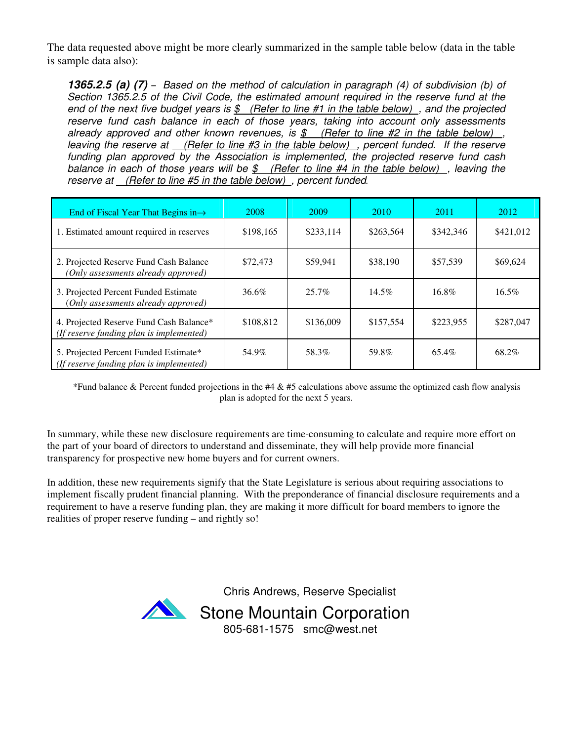The data requested above might be more clearly summarized in the sample table below (data in the table is sample data also):

> ***1365.2.5 (a) (7)*** *– Based on the method of calculation in paragraph (4) of subdivision (b) of Section 1365.2.5 of the Civil Code, the estimated amount required in the reserve fund at the end of the next five budget years is $ (Refer to line #1 in the table below) , and the projected reserve fund cash balance in each of those years, taking into account only assessments already approved and other known revenues, is $ (Refer to line #2 in the table below) , leaving the reserve at (Refer to line #3 in the table below) , percent funded. If the reserve funding plan approved by the Association is implemented, the projected reserve fund cash balance in each of those years will be $ (Refer to line #4 in the table below) , leaving the reserve at (Refer to line #5 in the table below) , percent funded.*

| End of Fiscal Year That Begins in→ | 2008 | 2009 | 2010 | 2011 | 2012 |
|---|---|---|---|---|---|
| 1. Estimated amount required in reserves | $198,165 | $233,114 | $263,564 | $342,346 | $421,012 |
| 2. Projected Reserve Fund Cash Balance *(Only assessments already approved)* | $72,473 | $59,941 | $38,190 | $57,539 | $69,624 |
| 3. Projected Percent Funded Estimate *(Only assessments already approved)* | 36.6% | 25.7% | 14.5% | 16.8% | 16.5% |
| 4. Projected Reserve Fund Cash Balance* *(If reserve funding plan is implemented)* | $108,812 | $136,009 | $157,554 | $223,955 | $287,047 |
| 5. Projected Percent Funded Estimate* *(If reserve funding plan is implemented)* | 54.9% | 58.3% | 59.8% | 65.4% | 68.2% |

*Fund balance & Percent funded projections in the #4 & #5 calculations above assume the optimized cash flow analysis plan is adopted for the next 5 years.

In summary, while these new disclosure requirements are time-consuming to calculate and require more effort on the part of your board of directors to understand and disseminate, they will help provide more financial transparency for prospective new home buyers and for current owners.

In addition, these new requirements signify that the State Legislature is serious about requiring associations to implement fiscally prudent financial planning. With the preponderance of financial disclosure requirements and a requirement to have a reserve funding plan, they are making it more difficult for board members to ignore the realities of proper reserve funding – and rightly so!

Chris Andrews, Reserve Specialist

Stone Mountain Corporation

805-681-1575 smc@west.net